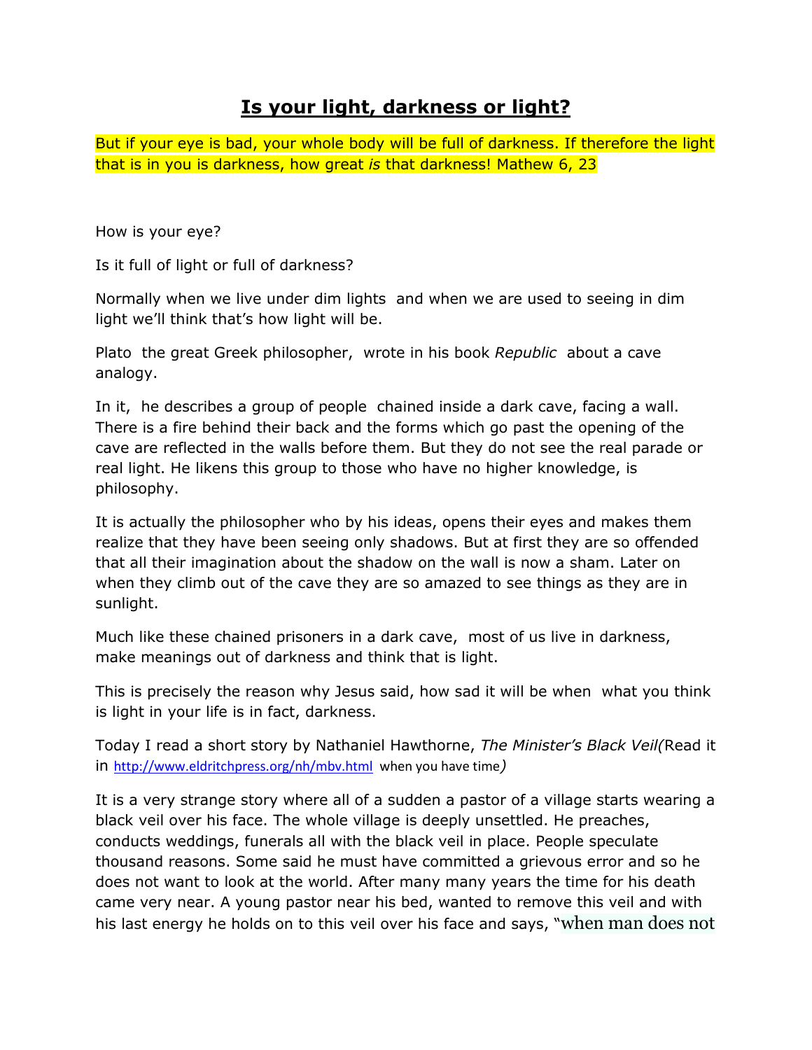# **Is your light, darkness or light?**

But if your eye is bad, your whole body will be full of darkness. If therefore the light that is in you is darkness, how great *is* that darkness! Mathew 6, 23

How is your eye?

Is it full of light or full of darkness?

Normally when we live under dim lights and when we are used to seeing in dim light we'll think that's how light will be.

Plato the great Greek philosopher, wrote in his book *Republic* about a cave analogy.

In it, he describes a group of people chained inside a dark cave, facing a wall. There is a fire behind their back and the forms which go past the opening of the cave are reflected in the walls before them. But they do not see the real parade or real light. He likens this group to those who have no higher knowledge, is philosophy.

It is actually the philosopher who by his ideas, opens their eyes and makes them realize that they have been seeing only shadows. But at first they are so offended that all their imagination about the shadow on the wall is now a sham. Later on when they climb out of the cave they are so amazed to see things as they are in sunlight.

Much like these chained prisoners in a dark cave, most of us live in darkness, make meanings out of darkness and think that is light.

This is precisely the reason why Jesus said, how sad it will be when what you think is light in your life is in fact, darkness.

Today I read a short story by Nathaniel Hawthorne, *The Minister's Black Veil(*Read it in http://www.eldritchpress.org/nh/mbv.html when you have time*)*

It is a very strange story where all of a sudden a pastor of a village starts wearing a black veil over his face. The whole village is deeply unsettled. He preaches, conducts weddings, funerals all with the black veil in place. People speculate thousand reasons. Some said he must have committed a grievous error and so he does not want to look at the world. After many many years the time for his death came very near. A young pastor near his bed, wanted to remove this veil and with his last energy he holds on to this veil over his face and says, "when man does not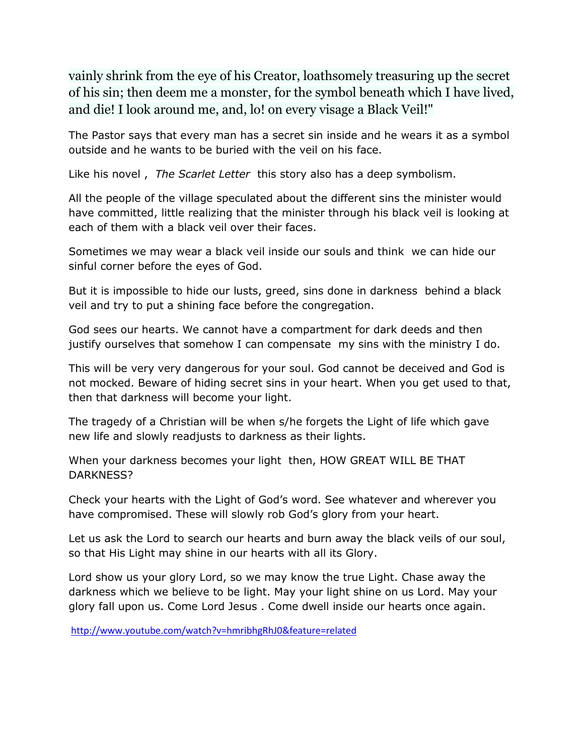vainly shrink from the eye of his Creator, loathsomely treasuring up the secret of his sin; then deem me a monster, for the symbol beneath which I have lived, and die! I look around me, and, lo! on every visage a Black Veil!"

The Pastor says that every man has a secret sin inside and he wears it as a symbol outside and he wants to be buried with the veil on his face.

Like his novel , *The Scarlet Letter* this story also has a deep symbolism.

All the people of the village speculated about the different sins the minister would have committed, little realizing that the minister through his black veil is looking at each of them with a black veil over their faces.

Sometimes we may wear a black veil inside our souls and think we can hide our sinful corner before the eyes of God.

But it is impossible to hide our lusts, greed, sins done in darkness behind a black veil and try to put a shining face before the congregation.

God sees our hearts. We cannot have a compartment for dark deeds and then justify ourselves that somehow I can compensate my sins with the ministry I do.

This will be very very dangerous for your soul. God cannot be deceived and God is not mocked. Beware of hiding secret sins in your heart. When you get used to that, then that darkness will become your light.

The tragedy of a Christian will be when s/he forgets the Light of life which gave new life and slowly readjusts to darkness as their lights.

When your darkness becomes your light then, HOW GREAT WILL BE THAT DARKNESS?

Check your hearts with the Light of God's word. See whatever and wherever you have compromised. These will slowly rob God's glory from your heart.

Let us ask the Lord to search our hearts and burn away the black veils of our soul, so that His Light may shine in our hearts with all its Glory.

Lord show us your glory Lord, so we may know the true Light. Chase away the darkness which we believe to be light. May your light shine on us Lord. May your glory fall upon us. Come Lord Jesus . Come dwell inside our hearts once again.

http://www.youtube.com/watch?v=hmribhgRhJ0&feature=related